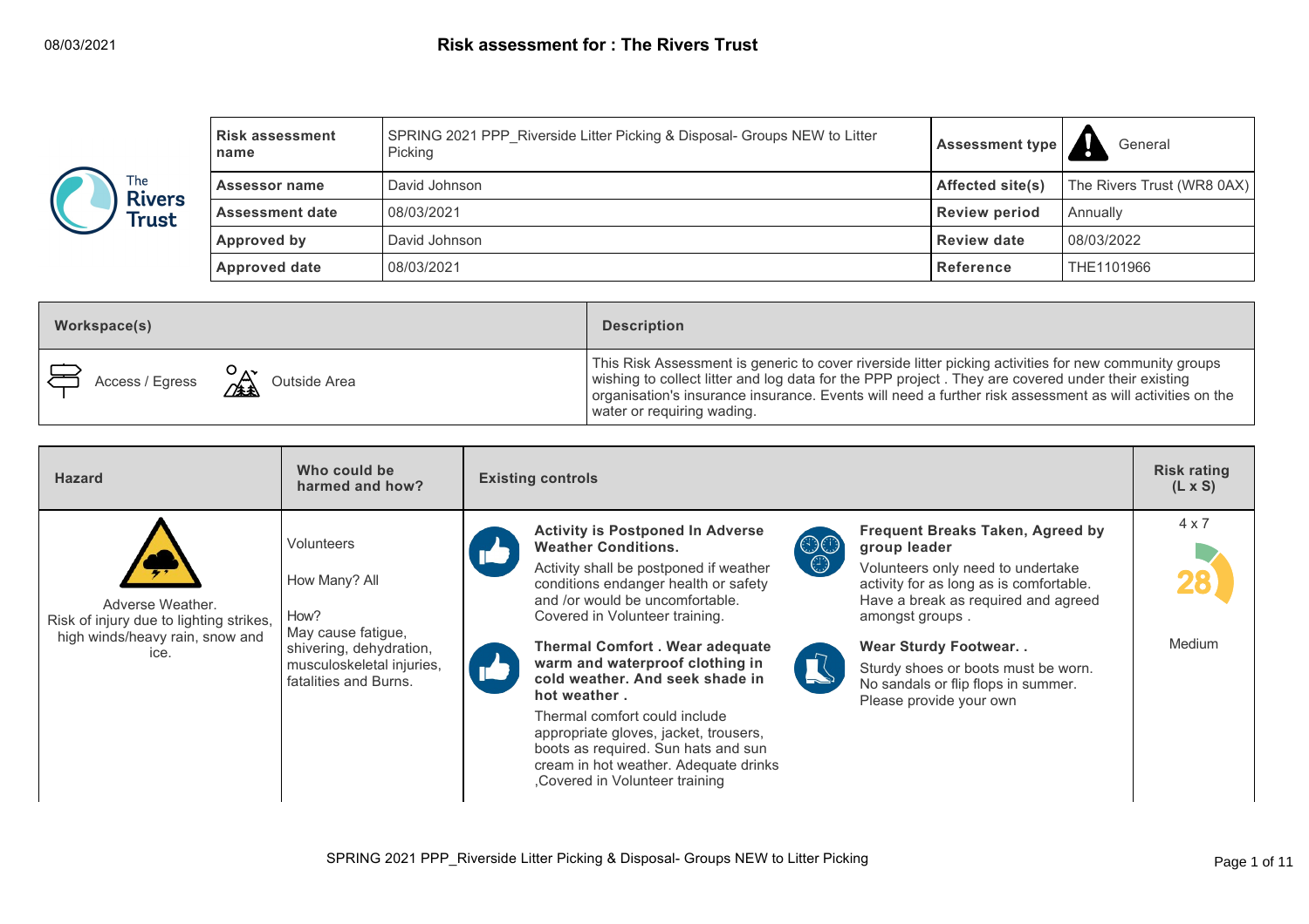# Risk assessment for : The Rivers Trust

08/03/2021

| Risk assessment name | SPRING 2021 PPP_Riverside Litter Picking & Disposal- Groups NEW to Litter Picking | Assessment type | General |
|---|---|---|---|
| Assessor name | David Johnson | Affected site(s) | The Rivers Trust (WR8 0AX) |
| Assessment date | 08/03/2021 | Review period | Annually |
| Approved by | David Johnson | Review date | 08/03/2022 |
| Approved date | 08/03/2021 | Reference | THE1101966 |

| Workspace(s) | Description |
|---|---|
| Access / Egress, Outside Area | This Risk Assessment is generic to cover riverside litter picking activities for new community groups wishing to collect litter and log data for the PPP project . They are covered under their existing organisation's insurance insurance. Events will need a further risk assessment as will activities on the water or requiring wading. |

| Hazard | Who could be harmed and how? | Existing controls | Risk rating (L x S) |
|---|---|---|---|
| Adverse Weather. Risk of injury due to lighting strikes, high winds/heavy rain, snow and ice. | Volunteers<br><br>How Many? All<br><br>How?<br>May cause fatigue, shivering, dehydration, musculoskeletal injuries, fatalities and Burns. | **Activity is Postponed In Adverse Weather Conditions.**<br>Activity shall be postponed if weather conditions endanger health or safety and /or would be uncomfortable. Covered in Volunteer training.<br><br>**Thermal Comfort . Wear adequate warm and waterproof clothing in cold weather. And seek shade in hot weather .**<br>Thermal comfort could include appropriate gloves, jacket, trousers, boots as required. Sun hats and sun cream in hot weather. Adequate drinks ,Covered in Volunteer training<br><br>**Frequent Breaks Taken, Agreed by group leader**<br>Volunteers only need to undertake activity for as long as is comfortable. Have a break as required and agreed amongst groups .<br><br>**Wear Sturdy Footwear. .**<br>Sturdy shoes or boots must be worn. No sandals or flip flops in summer. Please provide your own | 4 x 7<br><br>28<br><br>Medium |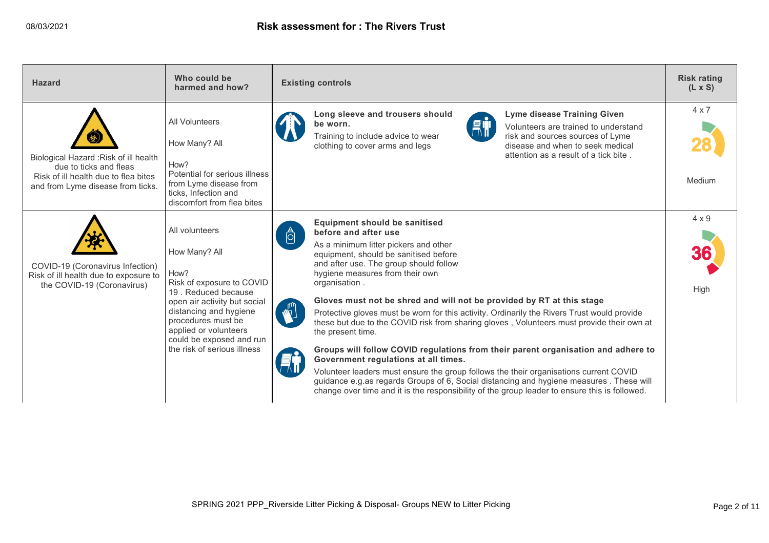# Risk assessment for : The Rivers Trust

| Hazard | Who could be harmed and how? | Existing controls | Risk rating (L x S) |
|---|---|---|---|
| Biological Hazard :Risk of ill health due to ticks and fleas<br>Risk of ill health due to flea bites and from Lyme disease from ticks. | All Volunteers<br><br>How Many? All<br><br>How?<br>Potential for serious illness from Lyme disease from ticks, Infection and discomfort from flea bites | **Long sleeve and trousers should be worn.**<br>Training to include advice to wear clothing to cover arms and legs<br><br>**Lyme disease Training Given**<br>Volunteers are trained to understand risk and sources sources of Lyme disease and when to seek medical attention as a result of a tick bite . | 4 x 7<br>28<br>Medium |
| COVID-19 (Coronavirus Infection)<br>Risk of ill health due to exposure to the COVID-19 (Coronavirus) | All volunteers<br><br>How Many? All<br><br>How?<br>Risk of exposure to COVID 19 . Reduced because open air activity but social distancing and hygiene procedures must be applied or volunteers could be exposed and run the risk of serious illness | **Equipment should be sanitised before and after use**<br>As a minimum litter pickers and other equipment, should be sanitised before and after use. The group should follow hygiene measures from their own organisation .<br><br>**Gloves must not be shred and will not be provided by RT at this stage**<br>Protective gloves must be worn for this activity. Ordinarily the Rivers Trust would provide these but due to the COVID risk from sharing gloves , Volunteers must provide their own at the present time.<br><br>**Groups will follow COVID regulations from their parent organisation and adhere to Government regulations at all times.**<br>Volunteer leaders must ensure the group follows the their organisations current COVID guidance e.g.as regards Groups of 6, Social distancing and hygiene measures . These will change over time and it is the responsibility of the group leader to ensure this is followed. | 4 x 9<br>36<br>High |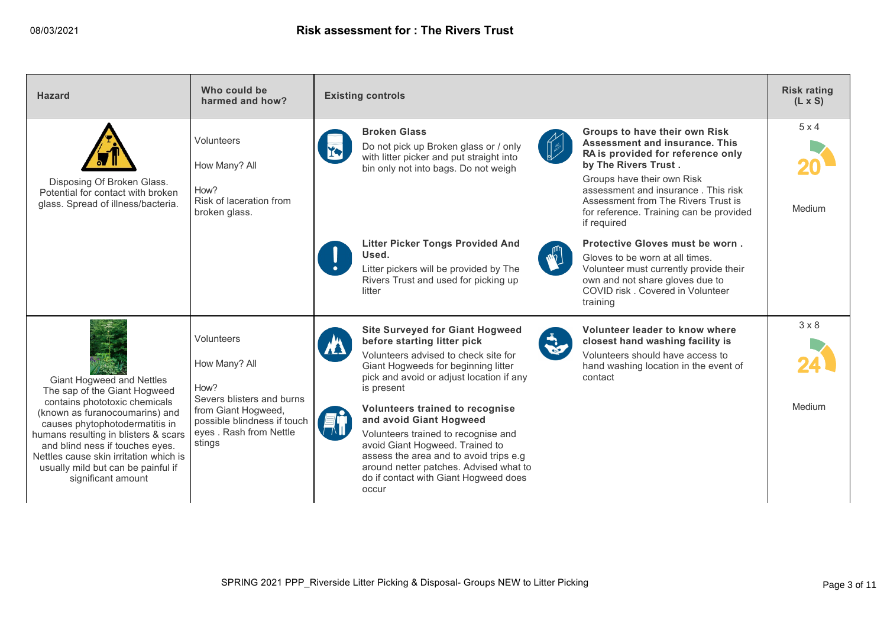| Hazard | Who could be harmed and how? | Existing controls | Risk rating (L x S) |
|---|---|---|---|
| Disposing Of Broken Glass. Potential for contact with broken glass. Spread of illness/bacteria. | Volunteers<br><br>How Many? All<br><br>How?<br>Risk of laceration from broken glass. | **Broken Glass**<br>Do not pick up Broken glass or / only with litter picker and put straight into bin only not into bags. Do not weigh<br><br>**Groups to have their own Risk Assessment and insurance. This RA is provided for reference only by The Rivers Trust .**<br>Groups have their own Risk assessment and insurance . This risk Assessment from The Rivers Trust is for reference. Training can be provided if required<br><br>**Litter Picker Tongs Provided And Used.**<br>Litter pickers will be provided by The Rivers Trust and used for picking up litter<br><br>**Protective Gloves must be worn .**<br>Gloves to be worn at all times. Volunteer must currently provide their own and not share gloves due to COVID risk . Covered in Volunteer training | 5 x 4<br>20<br>Medium |
| Giant Hogweed and Nettles<br>The sap of the Giant Hogweed contains phototoxic chemicals (known as furanocoumarins) and causes phytophotodermatitis in humans resulting in blisters & scars and blind ness if touches eyes. Nettles cause skin irritation which is usually mild but can be painful if significant amount | Volunteers<br><br>How Many? All<br><br>How?<br>Severs blisters and burns from Giant Hogweed, possible blindness if touch eyes . Rash from Nettle stings | **Site Surveyed for Giant Hogweed before starting litter pick**<br>Volunteers advised to check site for Giant Hogweeds for beginning litter pick and avoid or adjust location if any is present<br><br>**Volunteer leader to know where closest hand washing facility is**<br>Volunteers should have access to hand washing location in the event of contact<br><br>**Volunteers trained to recognise and avoid Giant Hogweed**<br>Volunteers trained to recognise and avoid Giant Hogweed. Trained to assess the area and to avoid trips e.g around netter patches. Advised what to do if contact with Giant Hogweed does occur | 3 x 8<br>24<br>Medium |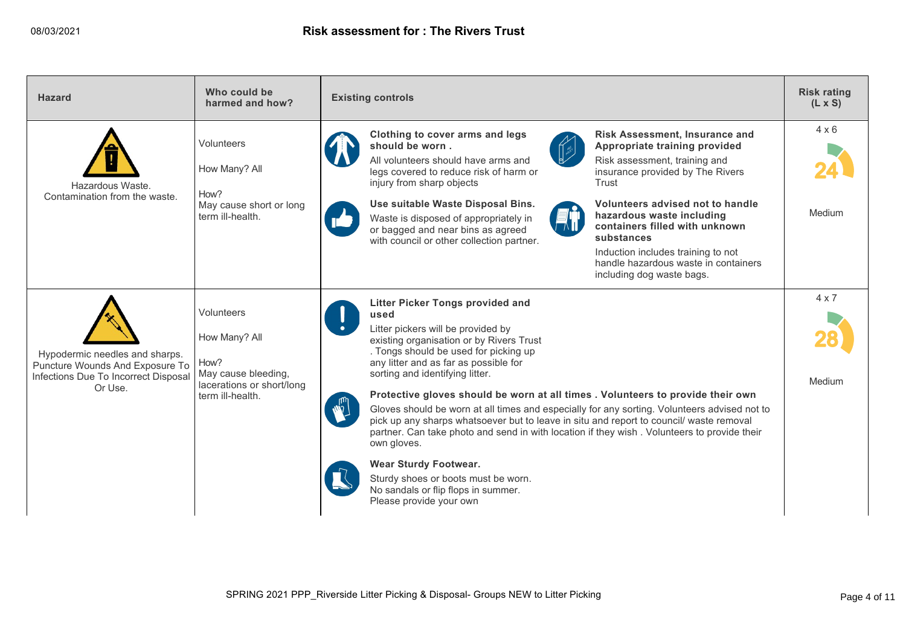| Hazard | Who could be harmed and how? | Existing controls | Risk rating (L x S) |
|---|---|---|---|
| Hazardous Waste. Contamination from the waste. | Volunteers<br><br>How Many? All<br><br>How?<br>May cause short or long term ill-health. | **Clothing to cover arms and legs should be worn .**<br>All volunteers should have arms and legs covered to reduce risk of harm or injury from sharp objects<br><br>**Risk Assessment, Insurance and Appropriate training provided**<br>Risk assessment, training and insurance provided by The Rivers Trust<br><br>**Use suitable Waste Disposal Bins.**<br>Waste is disposed of appropriately in or bagged and near bins as agreed with council or other collection partner.<br><br>**Volunteers advised not to handle hazardous waste including containers filled with unknown substances**<br>Induction includes training to not handle hazardous waste in containers including dog waste bags. | 4 x 6<br><br>24<br><br>Medium |
| Hypodermic needles and sharps. Puncture Wounds And Exposure To Infections Due To Incorrect Disposal Or Use. | Volunteers<br><br>How Many? All<br><br>How?<br>May cause bleeding, lacerations or short/long term ill-health. | **Litter Picker Tongs provided and used**<br>Litter pickers will be provided by existing organisation or by Rivers Trust . Tongs should be used for picking up any litter and as far as possible for sorting and identifying litter.<br><br>**Protective gloves should be worn at all times . Volunteers to provide their own**<br>Gloves should be worn at all times and especially for any sorting. Volunteers advised not to pick up any sharps whatsoever but to leave in situ and report to council/ waste removal partner. Can take photo and send in with location if they wish . Volunteers to provide their own gloves.<br><br>**Wear Sturdy Footwear.**<br>Sturdy shoes or boots must be worn. No sandals or flip flops in summer. Please provide your own | 4 x 7<br><br>28<br><br>Medium |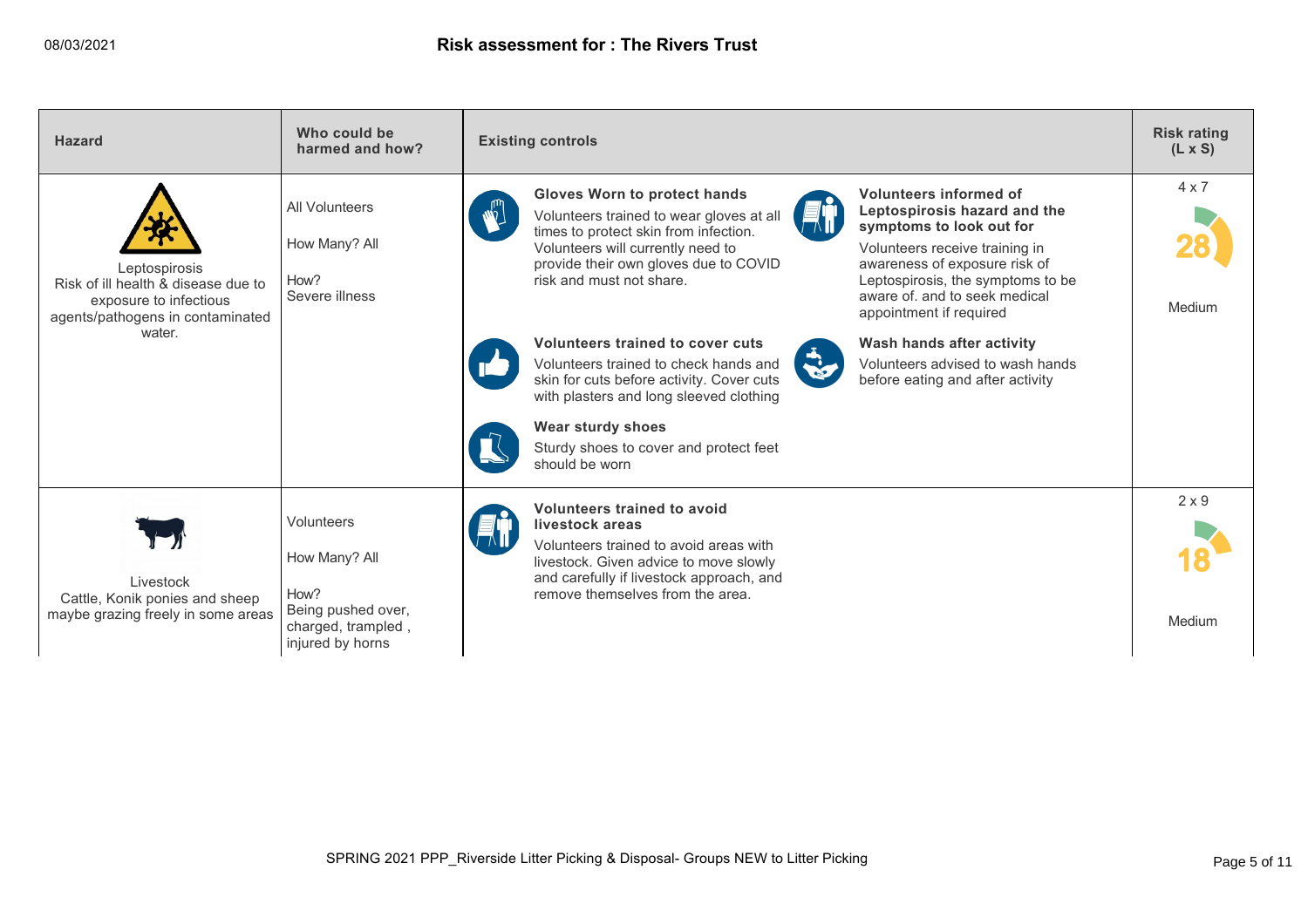| Hazard | Who could be harmed and how? | Existing controls | Risk rating (L x S) |
|---|---|---|---|
| Leptospirosis<br>Risk of ill health & disease due to exposure to infectious agents/pathogens in contaminated water. | All Volunteers<br><br>How Many? All<br><br>How?<br>Severe illness | **Gloves Worn to protect hands**<br>Volunteers trained to wear gloves at all times to protect skin from infection. Volunteers will currently need to provide their own gloves due to COVID risk and must not share.<br><br>**Volunteers informed of Leptospirosis hazard and the symptoms to look out for**<br>Volunteers receive training in awareness of exposure risk of Leptospirosis, the symptoms to be aware of. and to seek medical appointment if required<br><br>**Volunteers trained to cover cuts**<br>Volunteers trained to check hands and skin for cuts before activity. Cover cuts with plasters and long sleeved clothing<br><br>**Wash hands after activity**<br>Volunteers advised to wash hands before eating and after activity<br><br>**Wear sturdy shoes**<br>Sturdy shoes to cover and protect feet should be worn | 4 x 7<br>28<br>Medium |
| Livestock<br>Cattle, Konik ponies and sheep maybe grazing freely in some areas | Volunteers<br><br>How Many? All<br><br>How?<br>Being pushed over, charged, trampled , injured by horns | **Volunteers trained to avoid livestock areas**<br>Volunteers trained to avoid areas with livestock. Given advice to move slowly and carefully if livestock approach, and remove themselves from the area. | 2 x 9<br>18<br>Medium |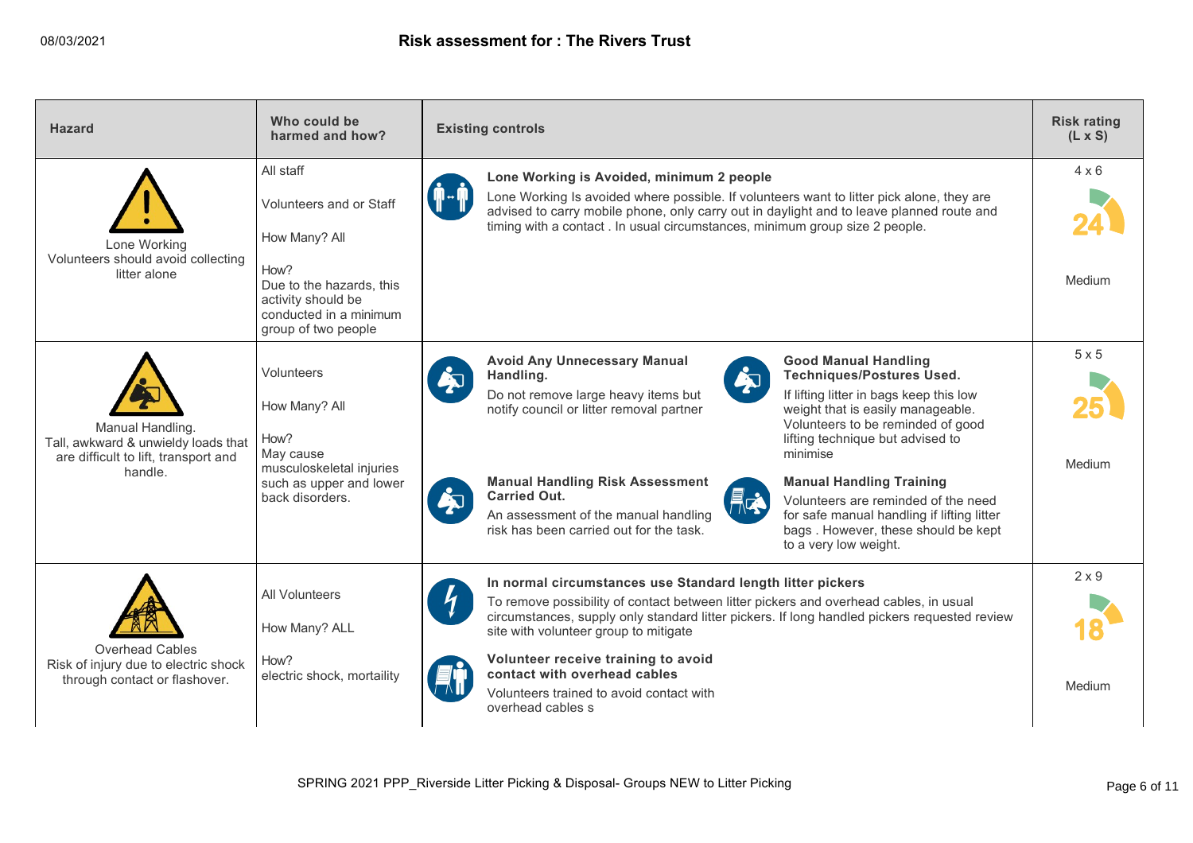# Risk assessment for : The Rivers Trust

08/03/2021

| Hazard | Who could be harmed and how? | Existing controls | Risk rating (L x S) |
|---|---|---|---|
| Lone Working<br>Volunteers should avoid collecting litter alone | All staff<br><br>Volunteers and or Staff<br><br>How Many? All<br><br>How?<br>Due to the hazards, this activity should be conducted in a minimum group of two people | **Lone Working is Avoided, minimum 2 people**<br>Lone Working Is avoided where possible. If volunteers want to litter pick alone, they are advised to carry mobile phone, only carry out in daylight and to leave planned route and timing with a contact . In usual circumstances, minimum group size 2 people. | 4 x 6<br>24<br>Medium |
| Manual Handling.<br>Tall, awkward & unwieldy loads that are difficult to lift, transport and handle. | Volunteers<br><br>How Many? All<br><br>How?<br>May cause musculoskeletal injuries such as upper and lower back disorders. | **Avoid Any Unnecessary Manual Handling.**<br>Do not remove large heavy items but notify council or litter removal partner<br><br>**Good Manual Handling Techniques/Postures Used.**<br>If lifting litter in bags keep this low weight that is easily manageable. Volunteers to be reminded of good lifting technique but advised to minimise<br><br>**Manual Handling Risk Assessment Carried Out.**<br>An assessment of the manual handling risk has been carried out for the task.<br><br>**Manual Handling Training**<br>Volunteers are reminded of the need for safe manual handling if lifting litter bags . However, these should be kept to a very low weight. | 5 x 5<br>25<br>Medium |
| Overhead Cables<br>Risk of injury due to electric shock through contact or flashover. | All Volunteers<br><br>How Many? ALL<br><br>How?<br>electric shock, mortaility | **In normal circumstances use Standard length litter pickers**<br>To remove possibility of contact between litter pickers and overhead cables, in usual circumstances, supply only standard litter pickers. If long handled pickers requested review site with volunteer group to mitigate<br><br>**Volunteer receive training to avoid contact with overhead cables**<br>Volunteers trained to avoid contact with overhead cables s | 2 x 9<br>18<br>Medium |

SPRING 2021 PPP_Riverside Litter Picking & Disposal- Groups NEW to Litter Picking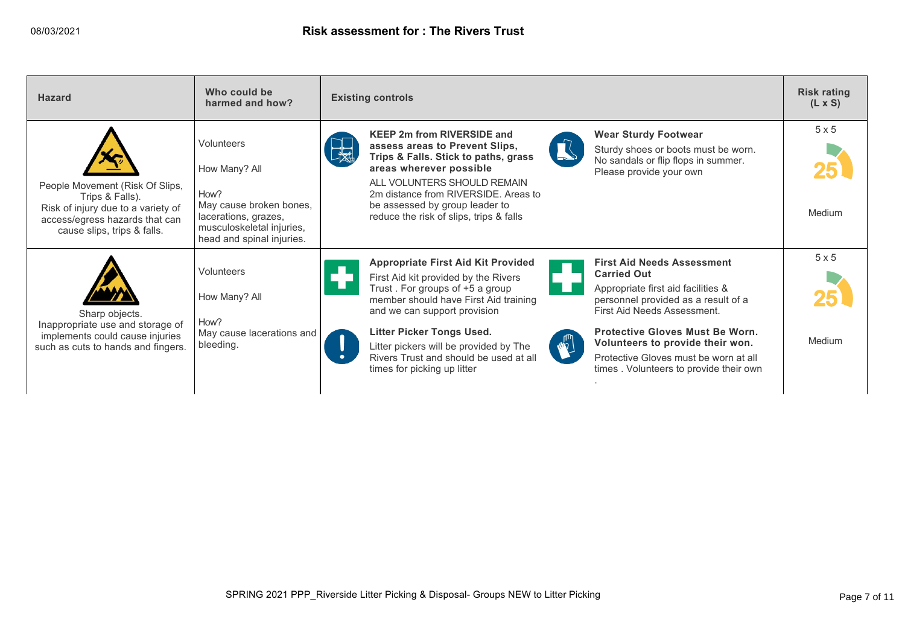# Risk assessment for : The Rivers Trust

08/03/2021

| Hazard | Who could be harmed and how? | Existing controls | | Risk rating (L x S) |
|---|---|---|---|---|
| People Movement (Risk Of Slips, Trips & Falls). Risk of injury due to a variety of access/egress hazards that can cause slips, trips & falls. | Volunteers<br><br>How Many? All<br><br>How?<br>May cause broken bones, lacerations, grazes, musculoskeletal injuries, head and spinal injuries. | **KEEP 2m from RIVERSIDE and assess areas to Prevent Slips, Trips & Falls. Stick to paths, grass areas wherever possible**<br>ALL VOLUNTEERS SHOULD REMAIN 2m distance from RIVERSIDE. Areas to be assessed by group leader to reduce the risk of slips, trips & falls | **Wear Sturdy Footwear**<br>Sturdy shoes or boots must be worn. No sandals or flip flops in summer. Please provide your own | 5 x 5<br>25<br>Medium |
| Sharp objects. Inappropriate use and storage of implements could cause injuries such as cuts to hands and fingers. | Volunteers<br><br>How Many? All<br><br>How?<br>May cause lacerations and bleeding. | **Appropriate First Aid Kit Provided**<br>First Aid kit provided by the Rivers Trust . For groups of +5 a group member should have First Aid training and we can support provision<br><br>**Litter Picker Tongs Used.**<br>Litter pickers will be provided by The Rivers Trust and should be used at all times for picking up litter | **First Aid Needs Assessment Carried Out**<br>Appropriate first aid facilities & personnel provided as a result of a First Aid Needs Assessment.<br><br>**Protective Gloves Must Be Worn. Volunteers to provide their won.**<br>Protective Gloves must be worn at all times . Volunteers to provide their own<br>. | 5 x 5<br>25<br>Medium |

SPRING 2021 PPP_Riverside Litter Picking & Disposal- Groups NEW to Litter Picking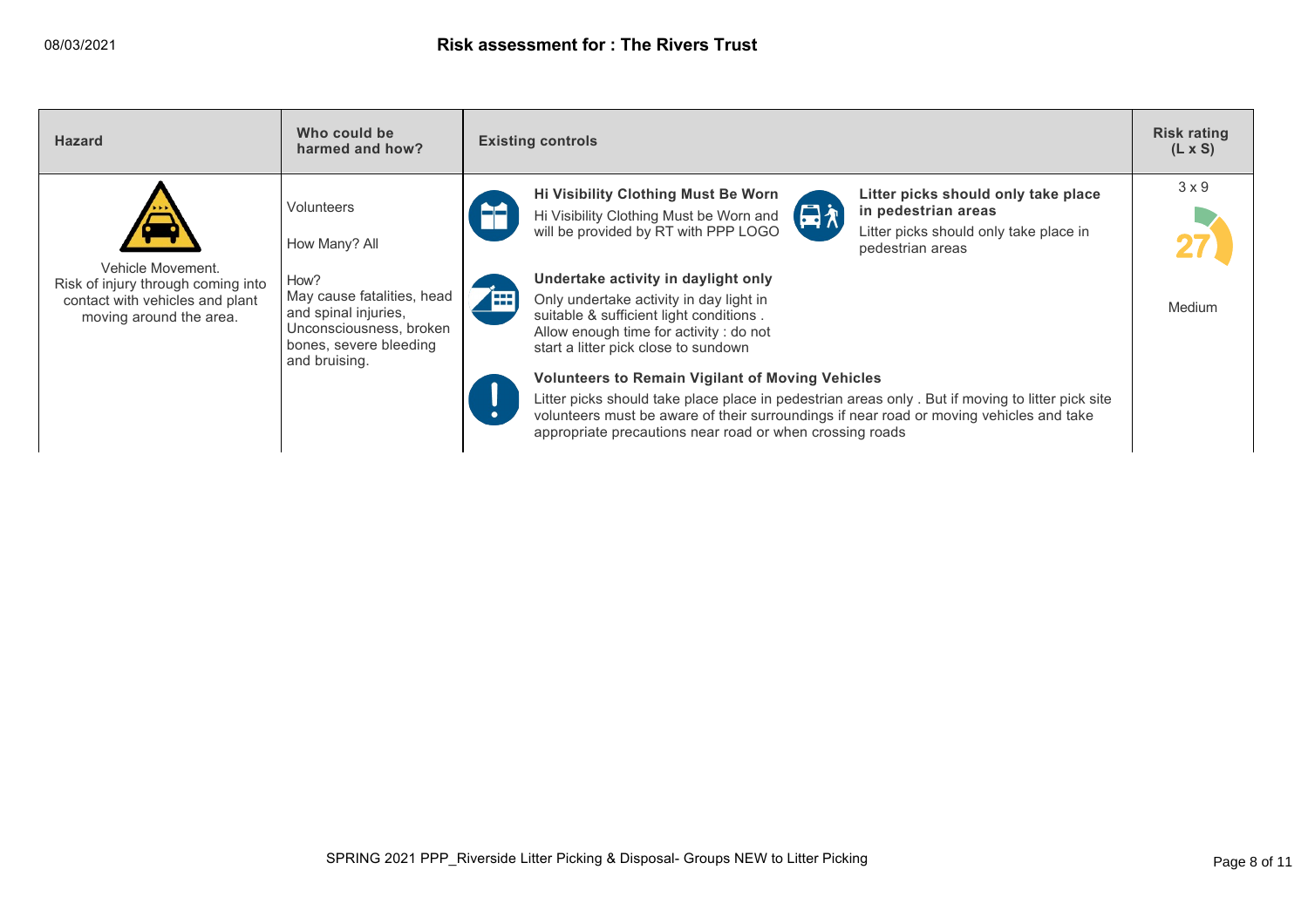| Hazard | Who could be harmed and how? | Existing controls | Risk rating (L x S) |
|---|---|---|---|
| Vehicle Movement.<br>Risk of injury through coming into contact with vehicles and plant moving around the area. | Volunteers<br><br>How Many? All<br><br>How?<br>May cause fatalities, head and spinal injuries, Unconsciousness, broken bones, severe bleeding and bruising. | **Hi Visibility Clothing Must Be Worn**<br>Hi Visibility Clothing Must be Worn and will be provided by RT with PPP LOGO<br><br>**Litter picks should only take place in pedestrian areas**<br>Litter picks should only take place in pedestrian areas<br><br>**Undertake activity in daylight only**<br>Only undertake activity in day light in suitable & sufficient light conditions . Allow enough time for activity : do not start a litter pick close to sundown<br><br>**Volunteers to Remain Vigilant of Moving Vehicles**<br>Litter picks should take place place in pedestrian areas only . But if moving to litter pick site volunteers must be aware of their surroundings if near road or moving vehicles and take appropriate precautions near road or when crossing roads | 3 x 9<br><br>27<br><br>Medium |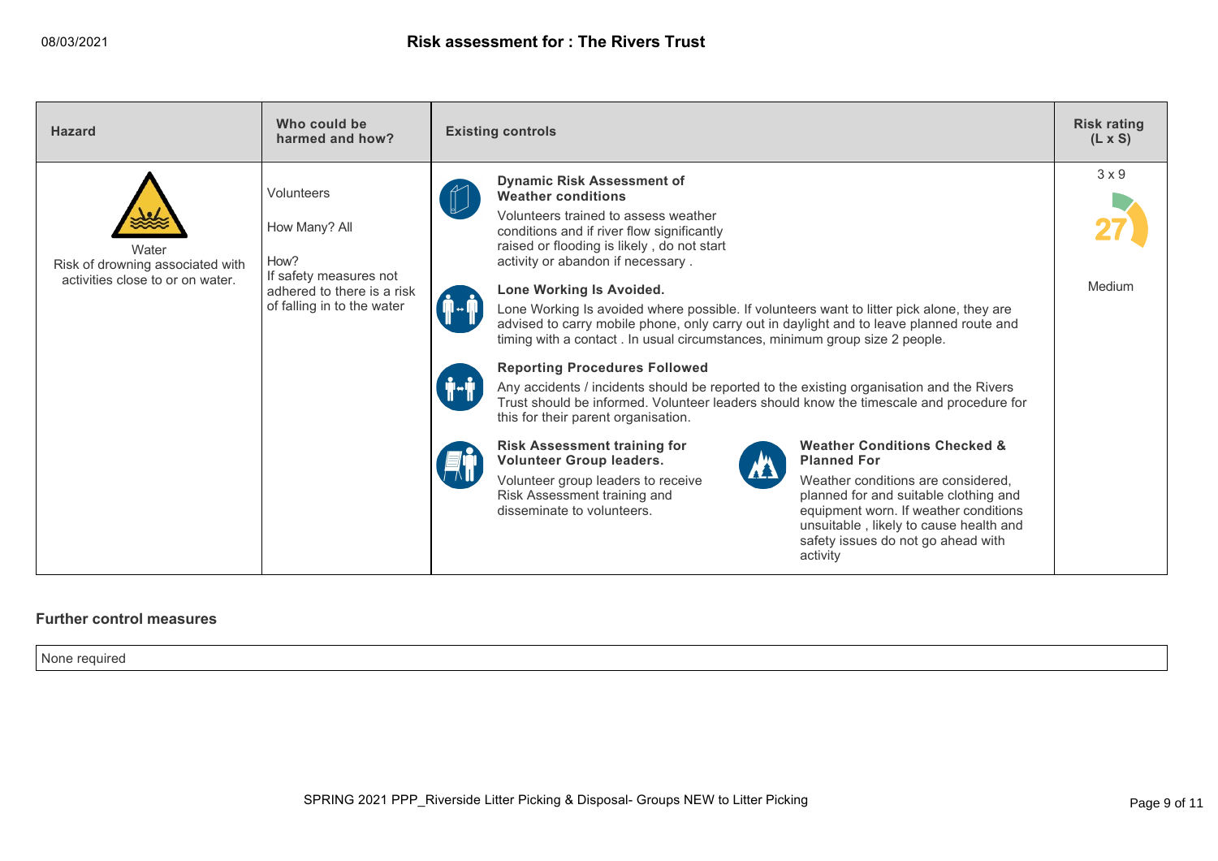## Risk assessment for : The Rivers Trust

08/03/2021

| Hazard | Who could be harmed and how? | Existing controls | Risk rating (L x S) |
|---|---|---|---|
| Water<br>Risk of drowning associated with activities close to or on water. | Volunteers<br><br>How Many? All<br><br>How?<br>If safety measures not adhered to there is a risk of falling in to the water | **Dynamic Risk Assessment of Weather conditions**<br>Volunteers trained to assess weather conditions and if river flow significantly raised or flooding is likely , do not start activity or abandon if necessary .<br><br>**Lone Working Is Avoided.**<br>Lone Working Is avoided where possible. If volunteers want to litter pick alone, they are advised to carry mobile phone, only carry out in daylight and to leave planned route and timing with a contact . In usual circumstances, minimum group size 2 people.<br><br>**Reporting Procedures Followed**<br>Any accidents / incidents should be reported to the existing organisation and the Rivers Trust should be informed. Volunteer leaders should know the timescale and procedure for this for their parent organisation.<br><br>**Risk Assessment training for Volunteer Group leaders.**<br>Volunteer group leaders to receive Risk Assessment training and disseminate to volunteers.<br><br>**Weather Conditions Checked & Planned For**<br>Weather conditions are considered, planned for and suitable clothing and equipment worn. If weather conditions unsuitable , likely to cause health and safety issues do not go ahead with activity | 3 x 9<br><br>27<br><br>Medium |

**Further control measures**

None required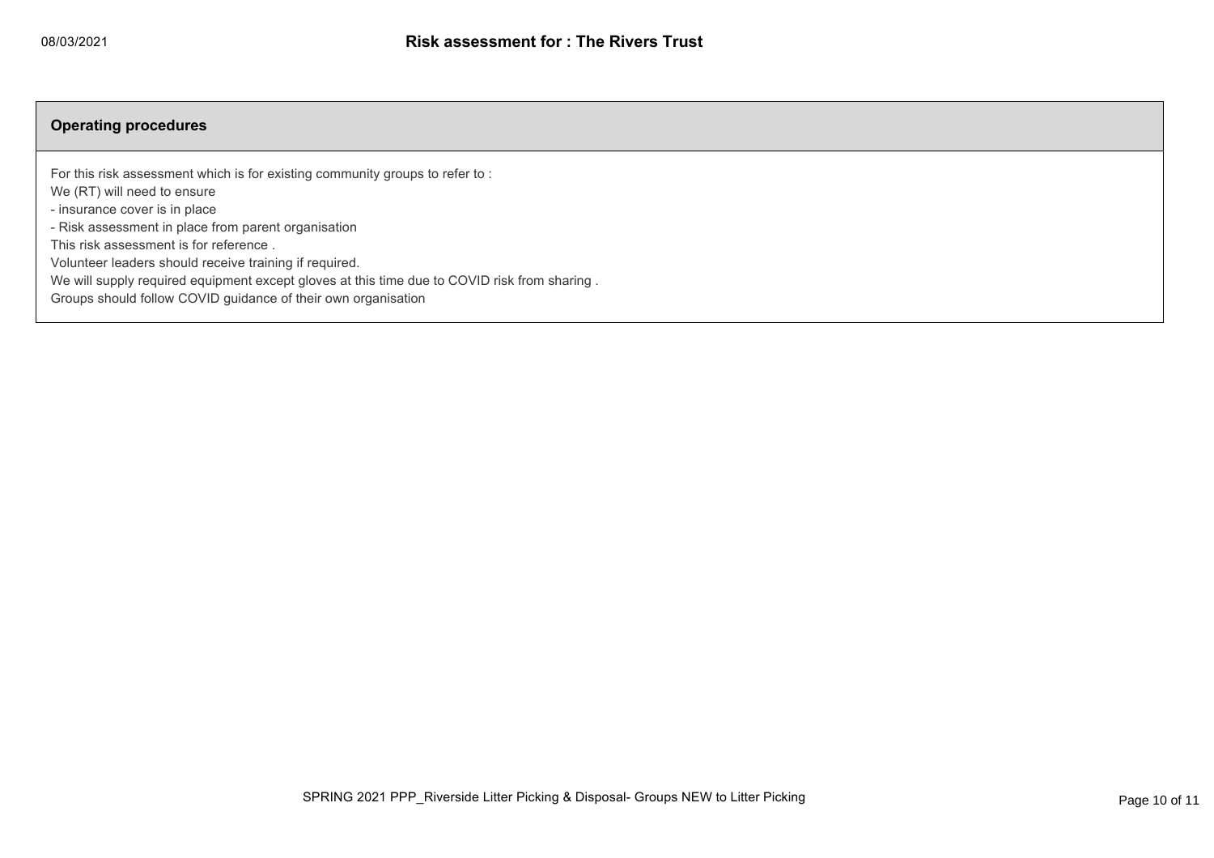## Operating procedures

For this risk assessment which is for existing community groups to refer to :
We (RT) will need to ensure
- insurance cover is in place
- Risk assessment in place from parent organisation

This risk assessment is for reference .
Volunteer leaders should receive training if required.
We will supply required equipment except gloves at this time due to COVID risk from sharing .
Groups should follow COVID guidance of their own organisation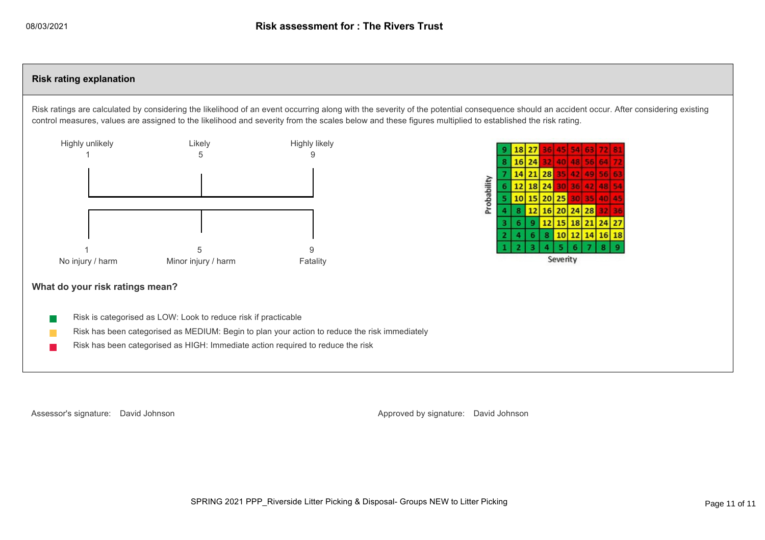## Risk rating explanation

Risk ratings are calculated by considering the likelihood of an event occurring along with the severity of the potential consequence should an accident occur. After considering existing control measures, values are assigned to the likelihood and severity from the scales below and these figures multiplied to established the risk rating.

Highly unlikely 1
Likely 5
Highly likely 9

1 No injury / harm
5 Minor injury / harm
9 Fatality

Probability

9 18 27 36 45 54 63 72 81
8 16 24 32 40 48 56 64 72
7 14 21 28 35 42 49 56 63
6 12 18 24 30 36 42 48 54
5 10 15 20 25 30 35 40 45
4 8 12 16 20 24 28 32 36
3 6 9 12 15 18 21 24 27
2 4 6 8 10 12 14 16 18
1 2 3 4 5 6 7 8 9

Severity

### What do your risk ratings mean?

- Risk is categorised as LOW: Look to reduce risk if practicable
- Risk has been categorised as MEDIUM: Begin to plan your action to reduce the risk immediately
- Risk has been categorised as HIGH: Immediate action required to reduce the risk

Assessor's signature: David Johnson

Approved by signature: David Johnson